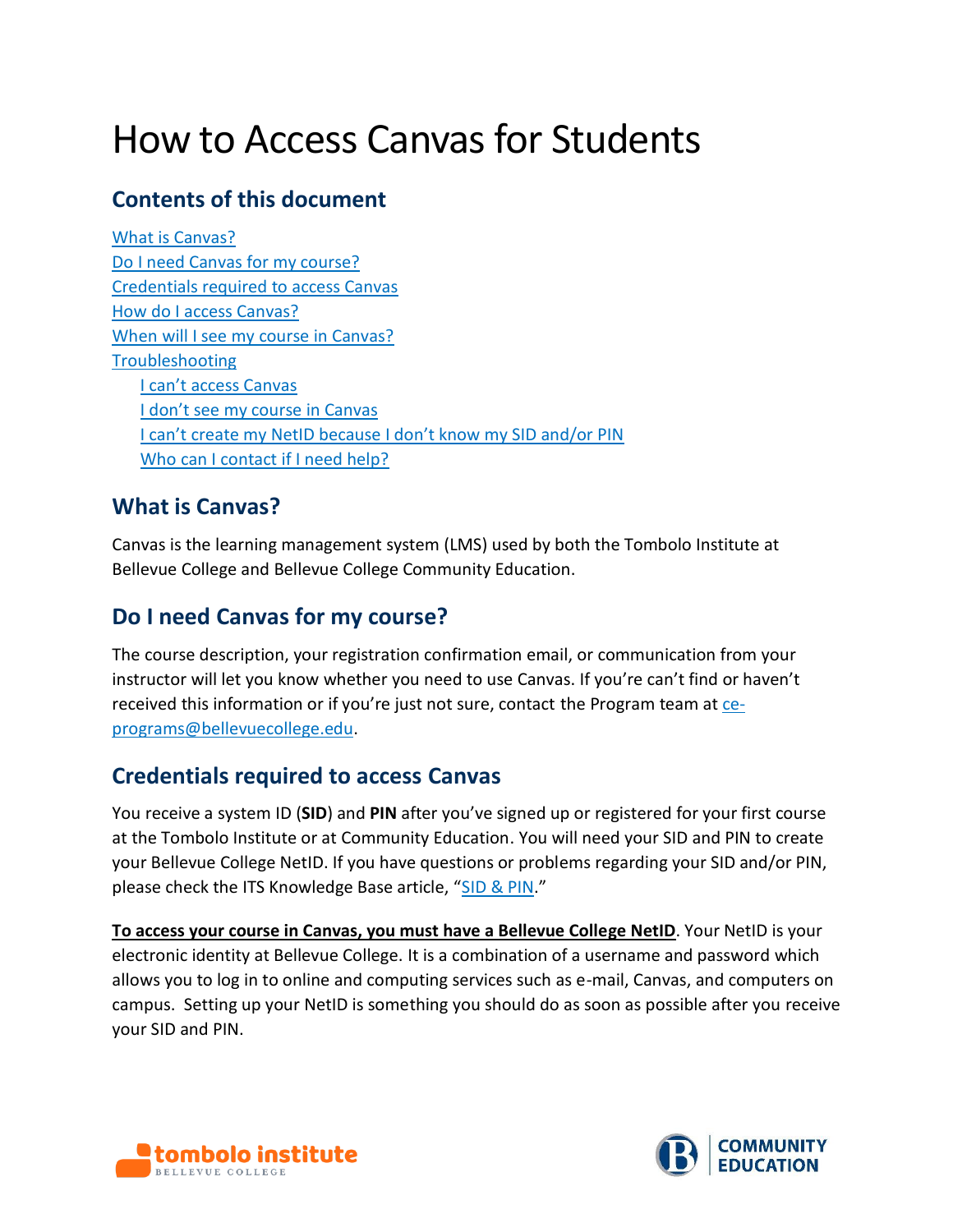# How to Access Canvas for Students

## Contents of this document

[What is Canvas?](#)
[Do I need Canvas for my course?](#)
[Credentials required to access Canvas](#)
[How do I access Canvas?](#)
[When will I see my course in Canvas?](#)
[Troubleshooting](#)
- [I can't access Canvas](#)
- [I don't see my course in Canvas](#)
- [I can't create my NetID because I don't know my SID and/or PIN](#)
- [Who can I contact if I need help?](#)

## What is Canvas?

Canvas is the learning management system (LMS) used by both the Tombolo Institute at Bellevue College and Bellevue College Community Education.

## Do I need Canvas for my course?

The course description, your registration confirmation email, or communication from your instructor will let you know whether you need to use Canvas. If you're can't find or haven't received this information or if you're just not sure, contact the Program team at [ce-programs@bellevuecollege.edu](mailto:ce-programs@bellevuecollege.edu).

## Credentials required to access Canvas

You receive a system ID (**SID**) and **PIN** after you've signed up or registered for your first course at the Tombolo Institute or at Community Education. You will need your SID and PIN to create your Bellevue College NetID. If you have questions or problems regarding your SID and/or PIN, please check the ITS Knowledge Base article, "[SID & PIN](#)."

**To access your course in Canvas, you must have a Bellevue College NetID**. Your NetID is your electronic identity at Bellevue College. It is a combination of a username and password which allows you to log in to online and computing services such as e-mail, Canvas, and computers on campus. Setting up your NetID is something you should do as soon as possible after you receive your SID and PIN.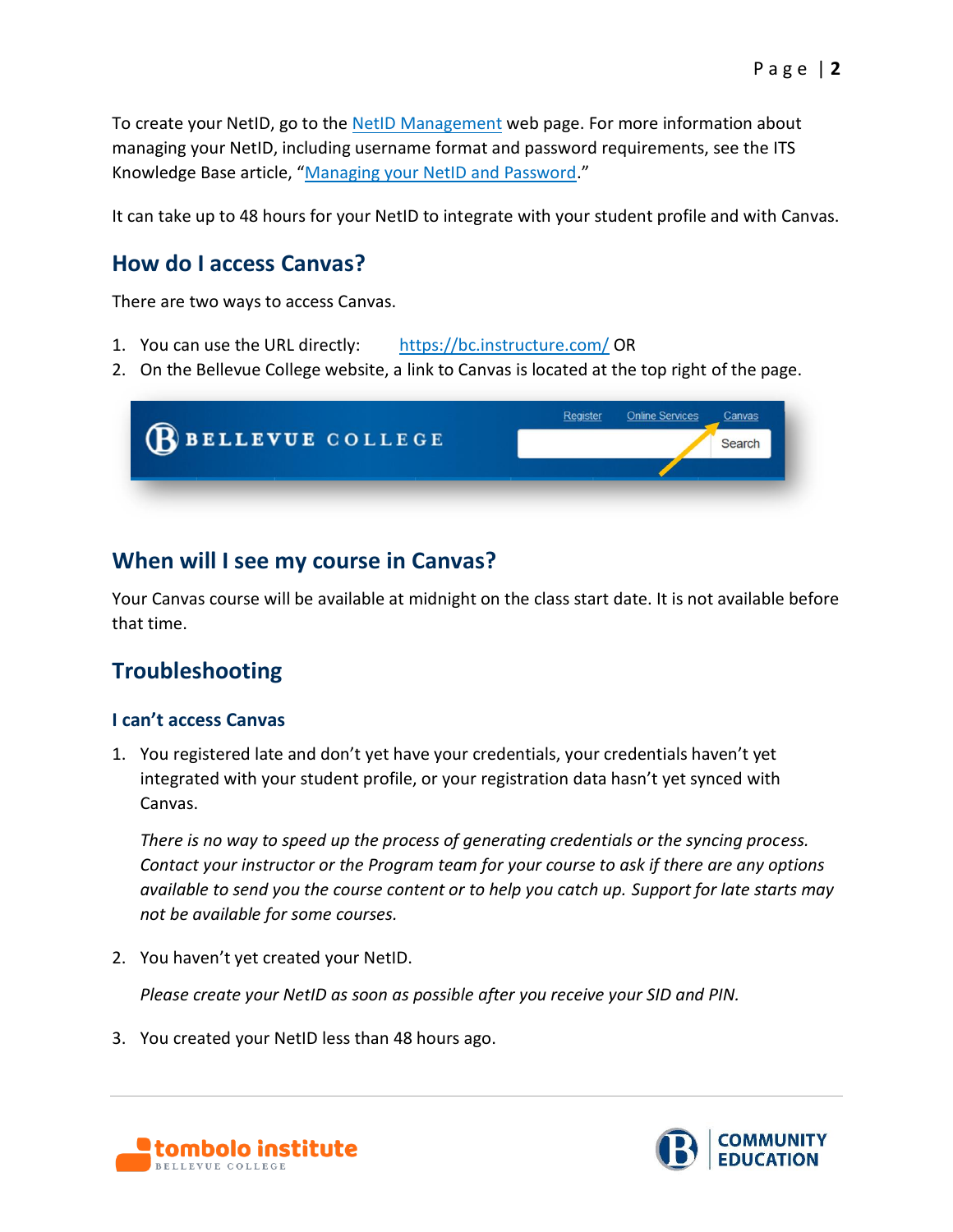To create your NetID, go to the NetID Management web page. For more information about managing your NetID, including username format and password requirements, see the ITS Knowledge Base article, "Managing your NetID and Password."

It can take up to 48 hours for your NetID to integrate with your student profile and with Canvas.

## How do I access Canvas?

There are two ways to access Canvas.

1. You can use the URL directly: https://bc.instructure.com/ OR
2. On the Bellevue College website, a link to Canvas is located at the top right of the page.

## When will I see my course in Canvas?

Your Canvas course will be available at midnight on the class start date. It is not available before that time.

## Troubleshooting

### I can't access Canvas

1. You registered late and don't yet have your credentials, your credentials haven't yet integrated with your student profile, or your registration data hasn't yet synced with Canvas.

   *There is no way to speed up the process of generating credentials or the syncing process. Contact your instructor or the Program team for your course to ask if there are any options available to send you the course content or to help you catch up. Support for late starts may not be available for some courses.*

2. You haven't yet created your NetID.

   *Please create your NetID as soon as possible after you receive your SID and PIN.*

3. You created your NetID less than 48 hours ago.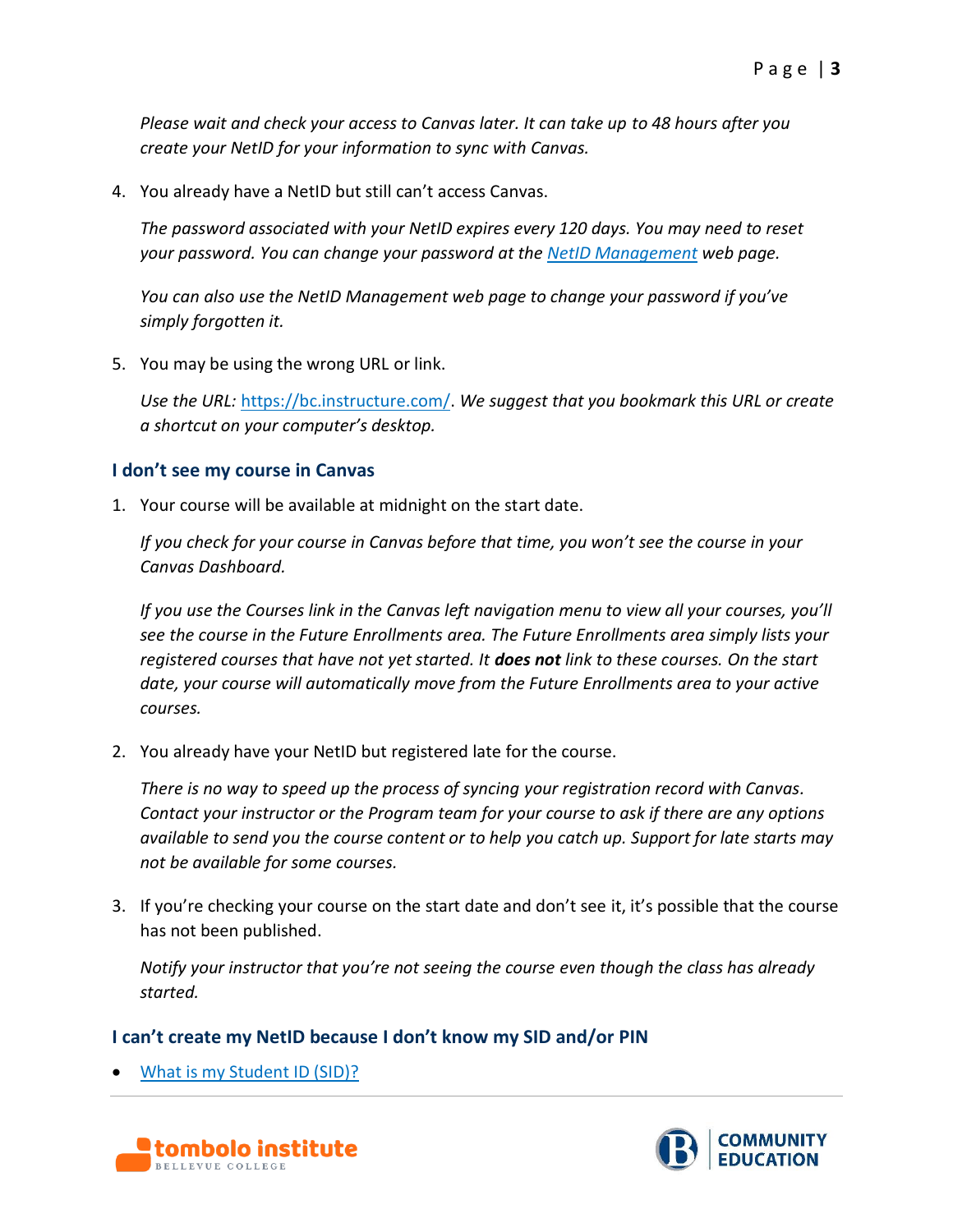*Please wait and check your access to Canvas later. It can take up to 48 hours after you create your NetID for your information to sync with Canvas.*

4. You already have a NetID but still can't access Canvas.

   *The password associated with your NetID expires every 120 days. You may need to reset your password. You can change your password at the [NetID Management](#) web page.*

   *You can also use the NetID Management web page to change your password if you've simply forgotten it.*

5. You may be using the wrong URL or link.

   *Use the URL: [https://bc.instructure.com/](https://bc.instructure.com/). We suggest that you bookmark this URL or create a shortcut on your computer's desktop.*

### I don't see my course in Canvas

1. Your course will be available at midnight on the start date.

   *If you check for your course in Canvas before that time, you won't see the course in your Canvas Dashboard.*

   *If you use the Courses link in the Canvas left navigation menu to view all your courses, you'll see the course in the Future Enrollments area. The Future Enrollments area simply lists your registered courses that have not yet started. It **does not** link to these courses. On the start date, your course will automatically move from the Future Enrollments area to your active courses.*

2. You already have your NetID but registered late for the course.

   *There is no way to speed up the process of syncing your registration record with Canvas. Contact your instructor or the Program team for your course to ask if there are any options available to send you the course content or to help you catch up. Support for late starts may not be available for some courses.*

3. If you're checking your course on the start date and don't see it, it's possible that the course has not been published.

   *Notify your instructor that you're not seeing the course even though the class has already started.*

### I can't create my NetID because I don't know my SID and/or PIN

- [What is my Student ID (SID)?](#)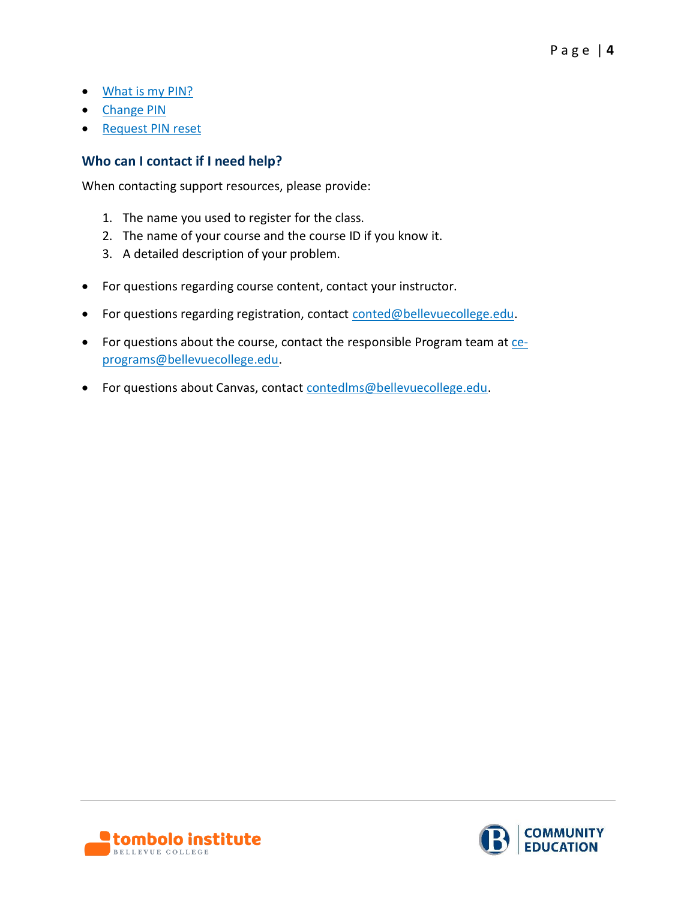- What is my PIN?
- Change PIN
- Request PIN reset

### Who can I contact if I need help?

When contacting support resources, please provide:

1. The name you used to register for the class.
2. The name of your course and the course ID if you know it.
3. A detailed description of your problem.

- For questions regarding course content, contact your instructor.
- For questions regarding registration, contact conted@bellevuecollege.edu.
- For questions about the course, contact the responsible Program team at ce-programs@bellevuecollege.edu.
- For questions about Canvas, contact contedlms@bellevuecollege.edu.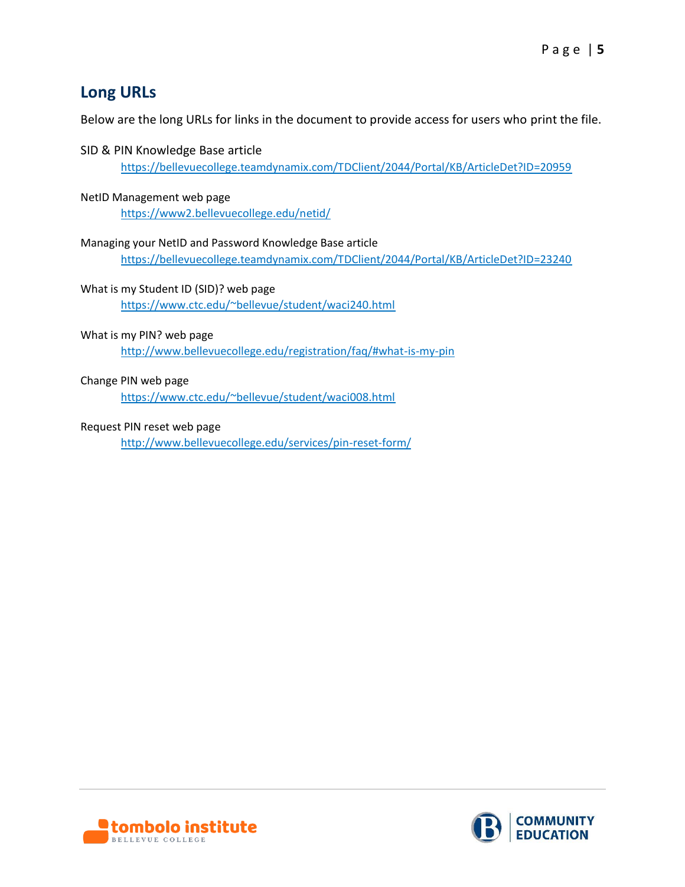## Long URLs

Below are the long URLs for links in the document to provide access for users who print the file.

SID & PIN Knowledge Base article

https://bellevuecollege.teamdynamix.com/TDClient/2044/Portal/KB/ArticleDet?ID=20959

NetID Management web page

https://www2.bellevuecollege.edu/netid/

Managing your NetID and Password Knowledge Base article

https://bellevuecollege.teamdynamix.com/TDClient/2044/Portal/KB/ArticleDet?ID=23240

What is my Student ID (SID)? web page

https://www.ctc.edu/~bellevue/student/waci240.html

What is my PIN? web page

http://www.bellevuecollege.edu/registration/faq/#what-is-my-pin

Change PIN web page

https://www.ctc.edu/~bellevue/student/waci008.html

Request PIN reset web page

http://www.bellevuecollege.edu/services/pin-reset-form/